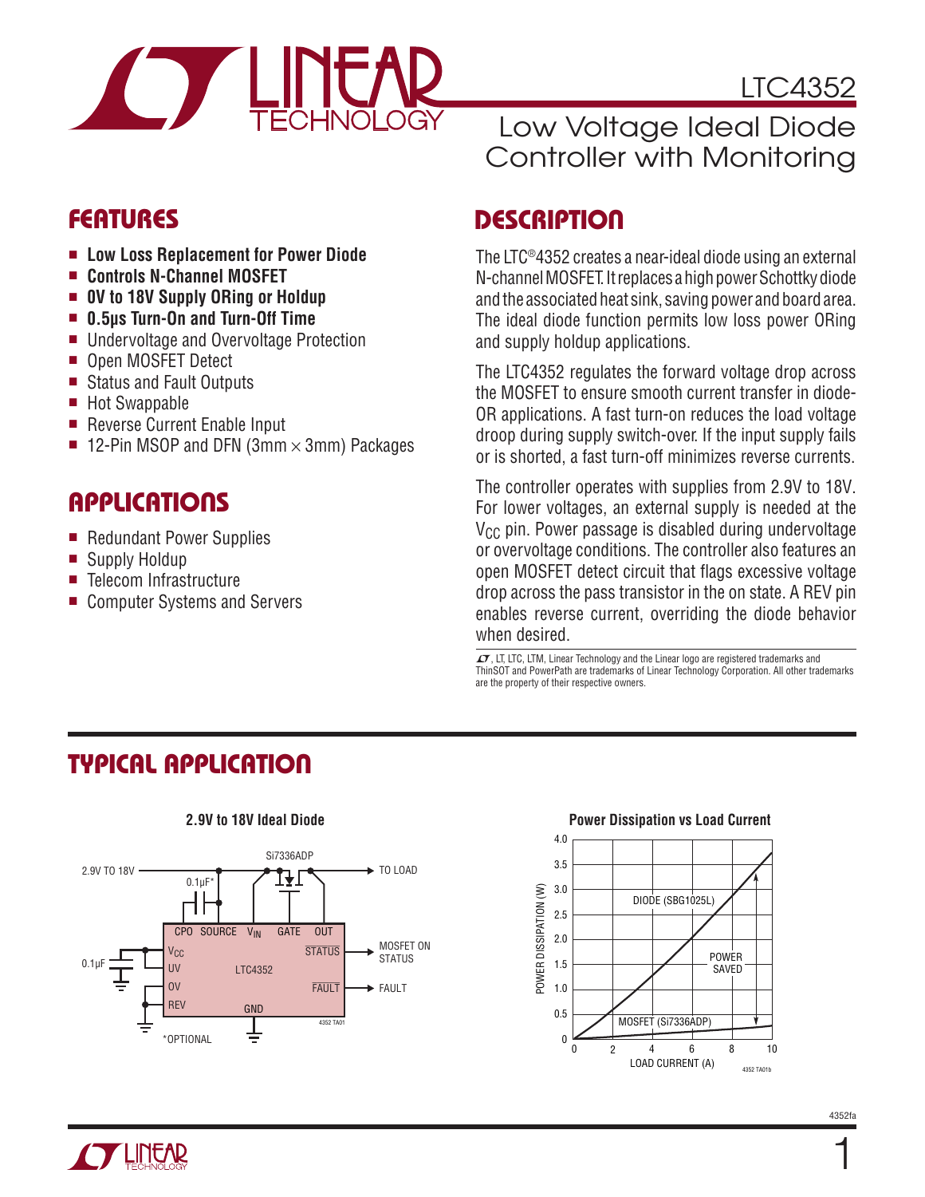# LTC4352

## Low Voltage Ideal Diode Controller with Monitoring

## FEATURES

- **Low Loss Replacement for Power Diode**
- **Controls N-Channel MOSFET**
- **0V to 18V Supply ORing or Holdup**
- **0.5μs Turn-On and Turn-Off Time**
- Undervoltage and Overvoltage Protection
- Open MOSFET Detect
- Status and Fault Outputs
- Hot Swappable
- Reverse Current Enable Input
- 12-Pin MSOP and DFN (3mm × 3mm) Packages

## APPLICATIONS

- Redundant Power Supplies
- Supply Holdup
- Telecom Infrastructure
- Computer Systems and Servers

## DESCRIPTION

The LTC®4352 creates a near-ideal diode using an external N-channel MOSFET. It replaces a high power Schottky diode and the associated heat sink, saving power and board area. The ideal diode function permits low loss power ORing and supply holdup applications.

The LTC4352 regulates the forward voltage drop across the MOSFET to ensure smooth current transfer in diode-OR applications. A fast turn-on reduces the load voltage droop during supply switch-over. If the input supply fails or is shorted, a fast turn-off minimizes reverse currents.

The controller operates with supplies from 2.9V to 18V. For lower voltages, an external supply is needed at the $V_{CC}$ pin. Power passage is disabled during undervoltage or overvoltage conditions. The controller also features an open MOSFET detect circuit that flags excessive voltage drop across the pass transistor in the on state. A REV pin enables reverse current, overriding the diode behavior when desired.

LT, LTC, LTM, Linear Technology and the Linear logo are registered trademarks and ThinSOT and PowerPath are trademarks of Linear Technology Corporation. All other trademarks are the property of their respective owners.

## TYPICAL APPLICATION

**2.9V to 18V Ideal Diode**

2.9V TO 18V — Si7336ADP — TO LOAD; 0.1μF* (CPO–SOURCE); 0.1μF (VCC); LTC4352 pins: CPO, SOURCE, $V_{IN}$, GATE, OUT, $V_{CC}$, UV, OV, REV, GND, STATUS (MOSFET ON STATUS), FAULT (FAULT)

*OPTIONAL

**Power Dissipation vs Load Current**

POWER DISSIPATION (W) vs LOAD CURRENT (A); curves: DIODE (SBG1025L), MOSFET (Si7336ADP); POWER SAVED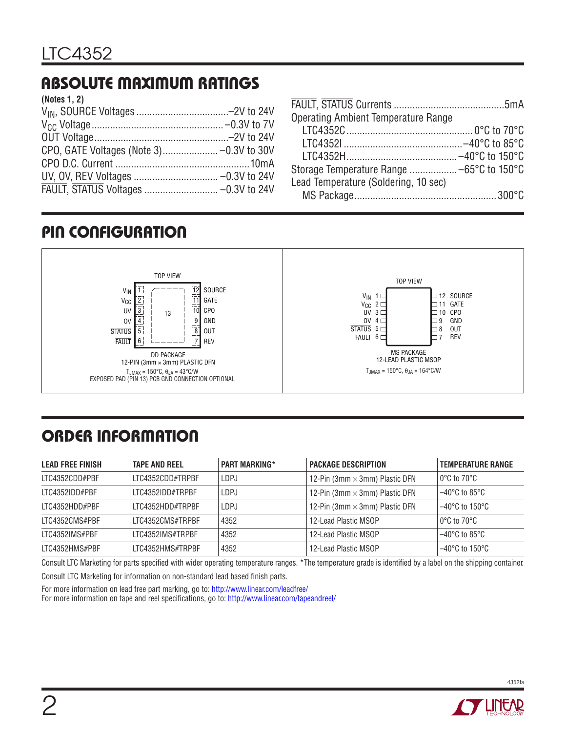## ABSOLUTE MAXIMUM RATINGS

**(Notes 1, 2)**

$V_{IN}$, SOURCE Voltages ....................................–2V to 24V
$V_{CC}$ Voltage ..................................................–0.3V to 7V
OUT Voltage..........................................................–2V to 24V
CPO, GATE Voltages (Note 3)..................... –0.3V to 30V
CPO D.C. Current ................................................10mA
UV, OV, REV Voltages .............................. –0.3V to 24V
FAULT, STATUS Voltages ........................... –0.3V to 24V
FAULT, STATUS Currents ..........................................5mA
Operating Ambient Temperature Range
  LTC4352C.............................................. 0°C to 70°C
  LTC4352I ...........................................–40°C to 85°C
  LTC4352H.........................................–40°C to 150°C
Storage Temperature Range ..................–65°C to 150°C
Lead Temperature (Soldering, 10 sec)
  MS Package.....................................................300°C

## PIN CONFIGURATION

**DD PACKAGE** — 12-PIN (3mm × 3mm) PLASTIC DFN (TOP VIEW)

| Pin | Name | Pin | Name |
|---|---|---|---|
| 1 | $V_{IN}$ | 12 | SOURCE |
| 2 | $V_{CC}$ | 11 | GATE |
| 3 | UV | 10 | CPO |
| 4 | OV | 9 | GND |
| 5 | STATUS | 8 | OUT |
| 6 | FAULT | 7 | REV |

13 (exposed pad)

$T_{JMAX}$ = 150°C, $\theta_{JA}$ = 43°C/W
EXPOSED PAD (PIN 13) PCB GND CONNECTION OPTIONAL

**MS PACKAGE** — 12-LEAD PLASTIC MSOP (TOP VIEW)

| Pin | Name | Pin | Name |
|---|---|---|---|
| 1 | $V_{IN}$ | 12 | SOURCE |
| 2 | $V_{CC}$ | 11 | GATE |
| 3 | UV | 10 | CPO |
| 4 | OV | 9 | GND |
| 5 | STATUS | 8 | OUT |
| 6 | FAULT | 7 | REV |

$T_{JMAX}$ = 150°C, $\theta_{JA}$ = 164°C/W

## ORDER INFORMATION

| LEAD FREE FINISH | TAPE AND REEL | PART MARKING* | PACKAGE DESCRIPTION | TEMPERATURE RANGE |
|---|---|---|---|---|
| LTC4352CDD#PBF | LTC4352CDD#TRPBF | LDPJ | 12-Pin (3mm × 3mm) Plastic DFN | 0°C to 70°C |
| LTC4352IDD#PBF | LTC4352IDD#TRPBF | LDPJ | 12-Pin (3mm × 3mm) Plastic DFN | –40°C to 85°C |
| LTC4352HDD#PBF | LTC4352HDD#TRPBF | LDPJ | 12-Pin (3mm × 3mm) Plastic DFN | –40°C to 150°C |
| LTC4352CMS#PBF | LTC4352CMS#TRPBF | 4352 | 12-Lead Plastic MSOP | 0°C to 70°C |
| LTC4352IMS#PBF | LTC4352IMS#TRPBF | 4352 | 12-Lead Plastic MSOP | –40°C to 85°C |
| LTC4352HMS#PBF | LTC4352HMS#TRPBF | 4352 | 12-Lead Plastic MSOP | –40°C to 150°C |

Consult LTC Marketing for parts specified with wider operating temperature ranges. *The temperature grade is identified by a label on the shipping container.

Consult LTC Marketing for information on non-standard lead based finish parts.

For more information on lead free part marking, go to: http://www.linear.com/leadfree/
For more information on tape and reel specifications, go to: http://www.linear.com/tapeandreel/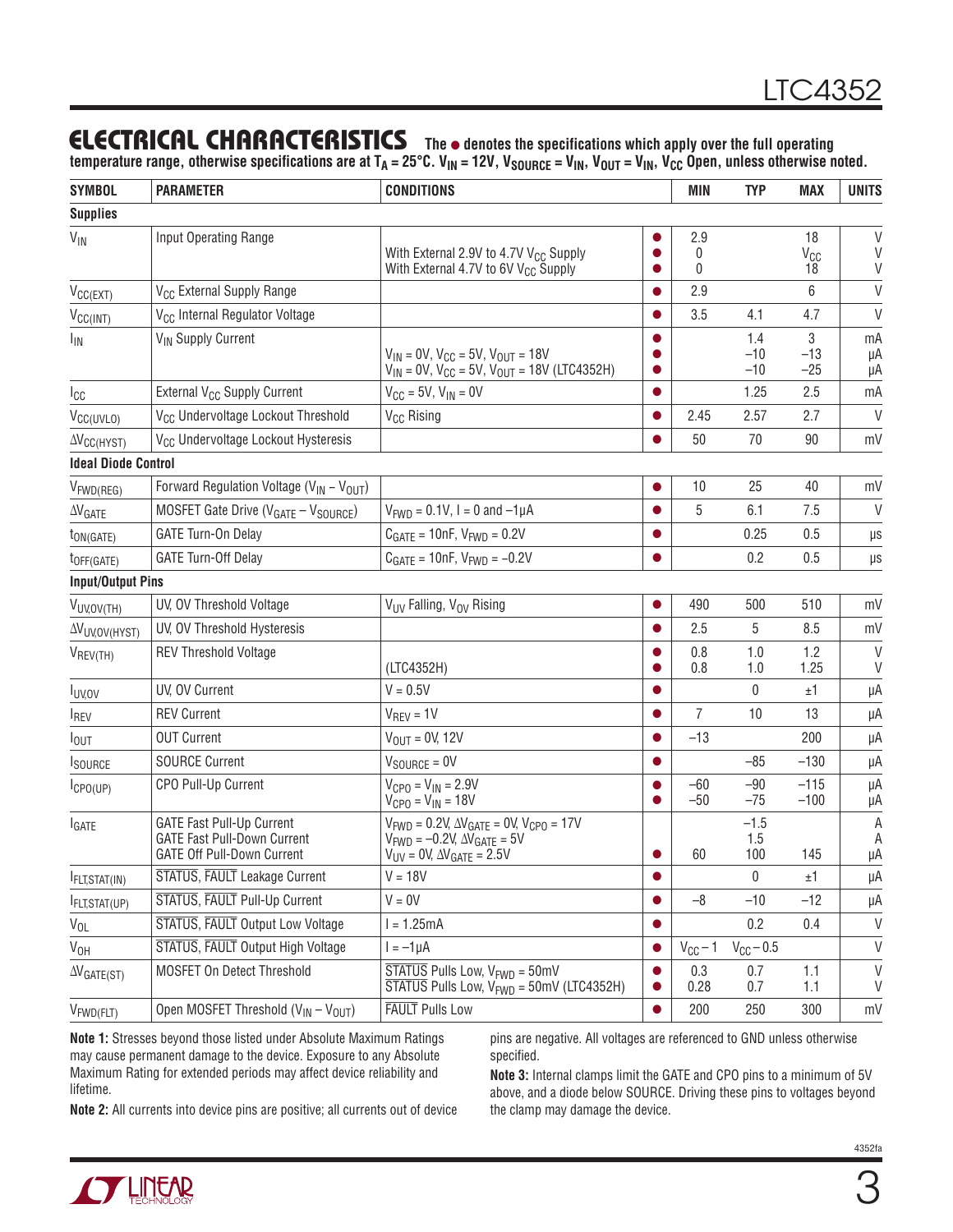## ELECTRICAL CHARACTERISTICS

**The ● denotes the specifications which apply over the full operating temperature range, otherwise specifications are at $T_A$ = 25°C. $V_{IN}$ = 12V, $V_{SOURCE}$ = $V_{IN}$, $V_{OUT}$ = $V_{IN}$, $V_{CC}$ Open, unless otherwise noted.**

| SYMBOL | PARAMETER | CONDITIONS | | MIN | TYP | MAX | UNITS |
|---|---|---|---|---|---|---|---|
| **Supplies** | | | | | | | |
| $V_{IN}$ | Input Operating Range<br><br> | <br>With External 2.9V to 4.7V $V_{CC}$ Supply<br>With External 4.7V to 6V $V_{CC}$ Supply | ●<br>●<br>● | 2.9<br>0<br>0 | | 18<br>$V_{CC}$<br>18 | V<br>V<br>V |
| $V_{CC(EXT)}$ | $V_{CC}$ External Supply Range | | ● | 2.9 | | 6 | V |
| $V_{CC(INT)}$ | $V_{CC}$ Internal Regulator Voltage | | ● | 3.5 | 4.1 | 4.7 | V |
| $I_{IN}$ | $V_{IN}$ Supply Current | <br>$V_{IN}$ = 0V, $V_{CC}$ = 5V, $V_{OUT}$ = 18V<br>$V_{IN}$ = 0V, $V_{CC}$ = 5V, $V_{OUT}$ = 18V (LTC4352H) | ●<br>●<br>● | | 1.4<br>−10<br>−10 | 3<br>−13<br>−25 | mA<br>µA<br>µA |
| $I_{CC}$ | External $V_{CC}$ Supply Current | $V_{CC}$ = 5V, $V_{IN}$ = 0V | ● | | 1.25 | 2.5 | mA |
| $V_{CC(UVLO)}$ | $V_{CC}$ Undervoltage Lockout Threshold | $V_{CC}$ Rising | ● | 2.45 | 2.57 | 2.7 | V |
| $\Delta V_{CC(HYST)}$ | $V_{CC}$ Undervoltage Lockout Hysteresis | | ● | 50 | 70 | 90 | mV |
| **Ideal Diode Control** | | | | | | | |
| $V_{FWD(REG)}$ | Forward Regulation Voltage ($V_{IN}$ – $V_{OUT}$) | | ● | 10 | 25 | 40 | mV |
| $\Delta V_{GATE}$ | MOSFET Gate Drive ($V_{GATE}$ – $V_{SOURCE}$) | $V_{FWD}$ = 0.1V, I = 0 and −1µA | ● | 5 | 6.1 | 7.5 | V |
| $t_{ON(GATE)}$ | GATE Turn-On Delay | $C_{GATE}$ = 10nF, $V_{FWD}$ = 0.2V | ● | | 0.25 | 0.5 | µs |
| $t_{OFF(GATE)}$ | GATE Turn-Off Delay | $C_{GATE}$ = 10nF, $V_{FWD}$ = −0.2V | ● | | 0.2 | 0.5 | µs |
| **Input/Output Pins** | | | | | | | |
| $V_{UV,OV(TH)}$ | UV, OV Threshold Voltage | $V_{UV}$ Falling, $V_{OV}$ Rising | ● | 490 | 500 | 510 | mV |
| $\Delta V_{UV,OV(HYST)}$ | UV, OV Threshold Hysteresis | | ● | 2.5 | 5 | 8.5 | mV |
| $V_{REV(TH)}$ | REV Threshold Voltage | <br>(LTC4352H) | ●<br>● | 0.8<br>0.8 | 1.0<br>1.0 | 1.2<br>1.25 | V<br>V |
| $I_{UV,OV}$ | UV, OV Current | V = 0.5V | ● | | 0 | ±1 | µA |
| $I_{REV}$ | REV Current | $V_{REV}$ = 1V | ● | 7 | 10 | 13 | µA |
| $I_{OUT}$ | OUT Current | $V_{OUT}$ = 0V, 12V | ● | −13 | | 200 | µA |
| $I_{SOURCE}$ | SOURCE Current | $V_{SOURCE}$ = 0V | ● | | −85 | −130 | µA |
| $I_{CPO(UP)}$ | CPO Pull-Up Current | $V_{CPO}$ = $V_{IN}$ = 2.9V<br>$V_{CPO}$ = $V_{IN}$ = 18V | ●<br>● | −60<br>−50 | −90<br>−75 | −115<br>−100 | µA<br>µA |
| $I_{GATE}$ | GATE Fast Pull-Up Current<br>GATE Fast Pull-Down Current<br>GATE Off Pull-Down Current | $V_{FWD}$ = 0.2V, $\Delta V_{GATE}$ = 0V, $V_{CPO}$ = 17V<br>$V_{FWD}$ = −0.2V, $\Delta V_{GATE}$ = 5V<br>$V_{UV}$ = 0V, $\Delta V_{GATE}$ = 2.5V | <br><br>● | <br><br>60 | −1.5<br>1.5<br>100 | <br><br>145 | A<br>A<br>µA |
| $I_{FLT,STAT(IN)}$ | STATUS, FAULT Leakage Current | V = 18V | ● | | 0 | ±1 | µA |
| $I_{FLT,STAT(UP)}$ | STATUS, FAULT Pull-Up Current | V = 0V | ● | −8 | −10 | −12 | µA |
| $V_{OL}$ | STATUS, FAULT Output Low Voltage | I = 1.25mA | ● | | 0.2 | 0.4 | V |
| $V_{OH}$ | STATUS, FAULT Output High Voltage | I = −1µA | ● | $V_{CC}$ – 1 | $V_{CC}$ – 0.5 | | V |
| $\Delta V_{GATE(ST)}$ | MOSFET On Detect Threshold | STATUS Pulls Low, $V_{FWD}$ = 50mV<br>STATUS Pulls Low, $V_{FWD}$ = 50mV (LTC4352H) | ●<br>● | 0.3<br>0.28 | 0.7<br>0.7 | 1.1<br>1.1 | V<br>V |
| $V_{FWD(FLT)}$ | Open MOSFET Threshold ($V_{IN}$ – $V_{OUT}$) | FAULT Pulls Low | ● | 200 | 250 | 300 | mV |

**Note 1:** Stresses beyond those listed under Absolute Maximum Ratings may cause permanent damage to the device. Exposure to any Absolute Maximum Rating for extended periods may affect device reliability and lifetime.

**Note 2:** All currents into device pins are positive; all currents out of device pins are negative. All voltages are referenced to GND unless otherwise specified.

**Note 3:** Internal clamps limit the GATE and CPO pins to a minimum of 5V above, and a diode below SOURCE. Driving these pins to voltages beyond the clamp may damage the device.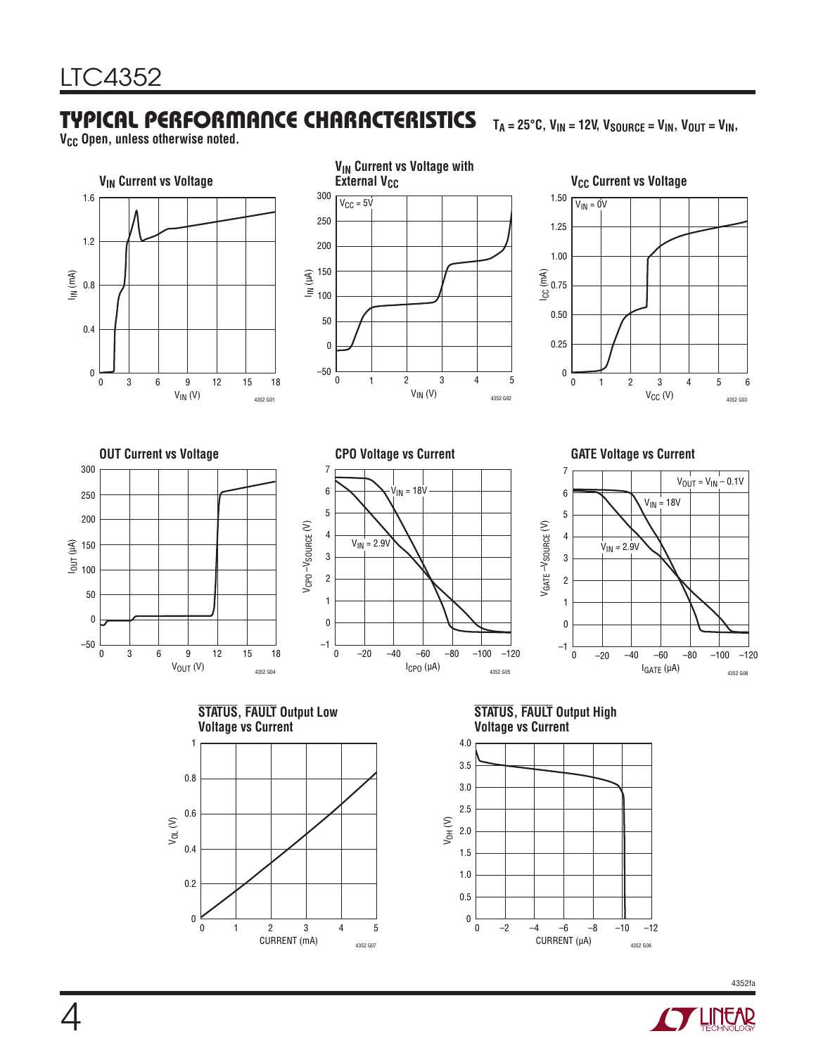## TYPICAL PERFORMANCE CHARACTERISTICS

$T_A = 25°C$, $V_{IN} = 12V$, $V_{SOURCE} = V_{IN}$, $V_{OUT} = V_{IN}$, $V_{CC}$ Open, unless otherwise noted.

**$V_{IN}$ Current vs Voltage**

**$V_{IN}$ Current vs Voltage with External $V_{CC}$**

**$V_{CC}$ Current vs Voltage**

**OUT Current vs Voltage**

**CPO Voltage vs Current**

**GATE Voltage vs Current**

**$\overline{STATUS}$, $\overline{FAULT}$ Output Low Voltage vs Current**

**$\overline{STATUS}$, $\overline{FAULT}$ Output High Voltage vs Current**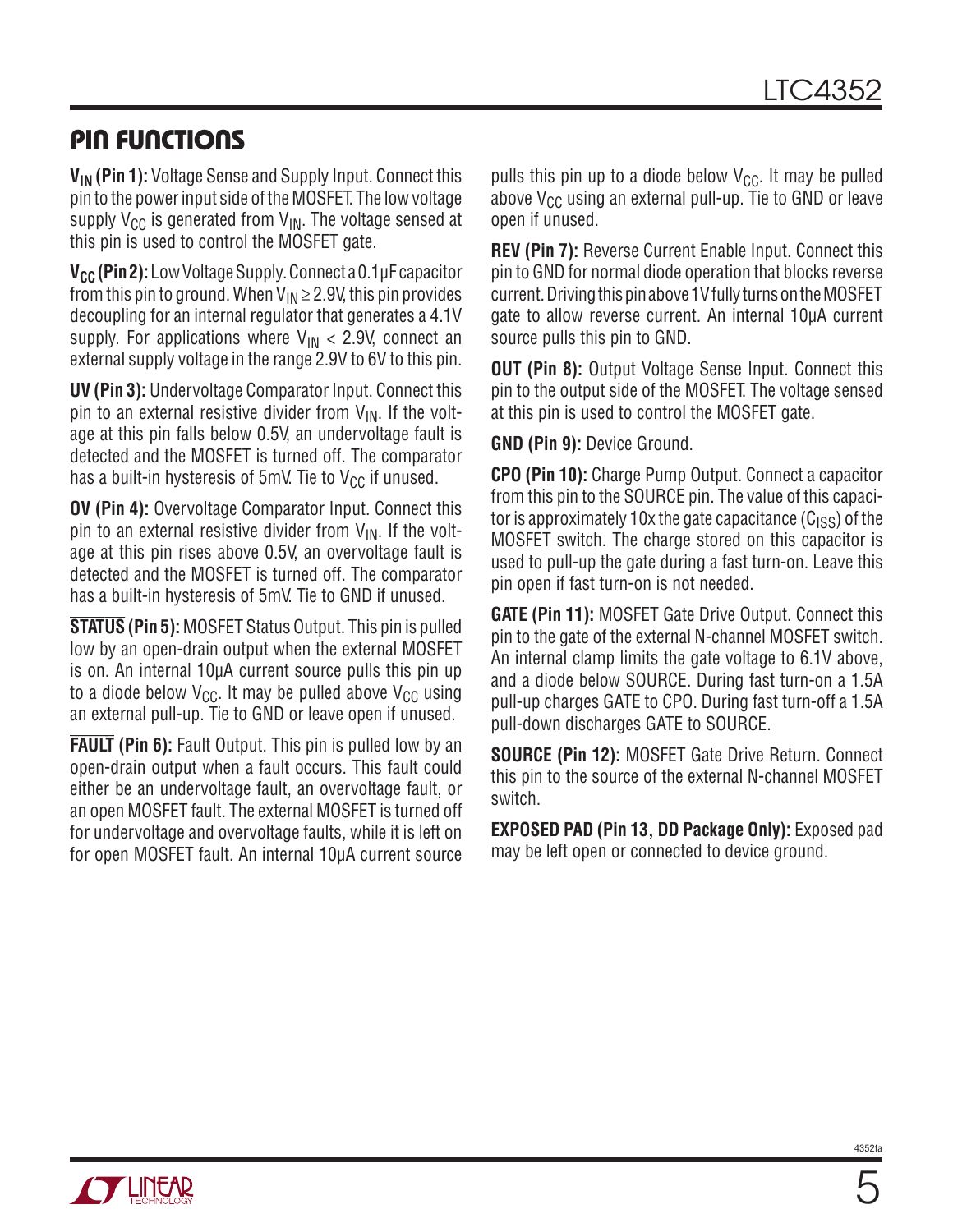## PIN FUNCTIONS

**$V_{IN}$ (Pin 1):** Voltage Sense and Supply Input. Connect this pin to the power input side of the MOSFET. The low voltage supply $V_{CC}$ is generated from $V_{IN}$. The voltage sensed at this pin is used to control the MOSFET gate.

**$V_{CC}$ (Pin 2):** Low Voltage Supply. Connect a 0.1µF capacitor from this pin to ground. When $V_{IN} \geq 2.9V$, this pin provides decoupling for an internal regulator that generates a 4.1V supply. For applications where $V_{IN} < 2.9V$, connect an external supply voltage in the range 2.9V to 6V to this pin.

**UV (Pin 3):** Undervoltage Comparator Input. Connect this pin to an external resistive divider from $V_{IN}$. If the voltage at this pin falls below 0.5V, an undervoltage fault is detected and the MOSFET is turned off. The comparator has a built-in hysteresis of 5mV. Tie to $V_{CC}$ if unused.

**OV (Pin 4):** Overvoltage Comparator Input. Connect this pin to an external resistive divider from $V_{IN}$. If the voltage at this pin rises above 0.5V, an overvoltage fault is detected and the MOSFET is turned off. The comparator has a built-in hysteresis of 5mV. Tie to GND if unused.

**$\overline{\text{STATUS}}$ (Pin 5):** MOSFET Status Output. This pin is pulled low by an open-drain output when the external MOSFET is on. An internal 10µA current source pulls this pin up to a diode below $V_{CC}$. It may be pulled above $V_{CC}$ using an external pull-up. Tie to GND or leave open if unused.

**$\overline{\text{FAULT}}$ (Pin 6):** Fault Output. This pin is pulled low by an open-drain output when a fault occurs. This fault could either be an undervoltage fault, an overvoltage fault, or an open MOSFET fault. The external MOSFET is turned off for undervoltage and overvoltage faults, while it is left on for open MOSFET fault. An internal 10µA current source pulls this pin up to a diode below $V_{CC}$. It may be pulled above $V_{CC}$ using an external pull-up. Tie to GND or leave open if unused.

**REV (Pin 7):** Reverse Current Enable Input. Connect this pin to GND for normal diode operation that blocks reverse current. Driving this pin above 1V fully turns on the MOSFET gate to allow reverse current. An internal 10µA current source pulls this pin to GND.

**OUT (Pin 8):** Output Voltage Sense Input. Connect this pin to the output side of the MOSFET. The voltage sensed at this pin is used to control the MOSFET gate.

**GND (Pin 9):** Device Ground.

**CPO (Pin 10):** Charge Pump Output. Connect a capacitor from this pin to the SOURCE pin. The value of this capacitor is approximately 10x the gate capacitance ($C_{ISS}$) of the MOSFET switch. The charge stored on this capacitor is used to pull-up the gate during a fast turn-on. Leave this pin open if fast turn-on is not needed.

**GATE (Pin 11):** MOSFET Gate Drive Output. Connect this pin to the gate of the external N-channel MOSFET switch. An internal clamp limits the gate voltage to 6.1V above, and a diode below SOURCE. During fast turn-on a 1.5A pull-up charges GATE to CPO. During fast turn-off a 1.5A pull-down discharges GATE to SOURCE.

**SOURCE (Pin 12):** MOSFET Gate Drive Return. Connect this pin to the source of the external N-channel MOSFET switch.

**EXPOSED PAD (Pin 13, DD Package Only):** Exposed pad may be left open or connected to device ground.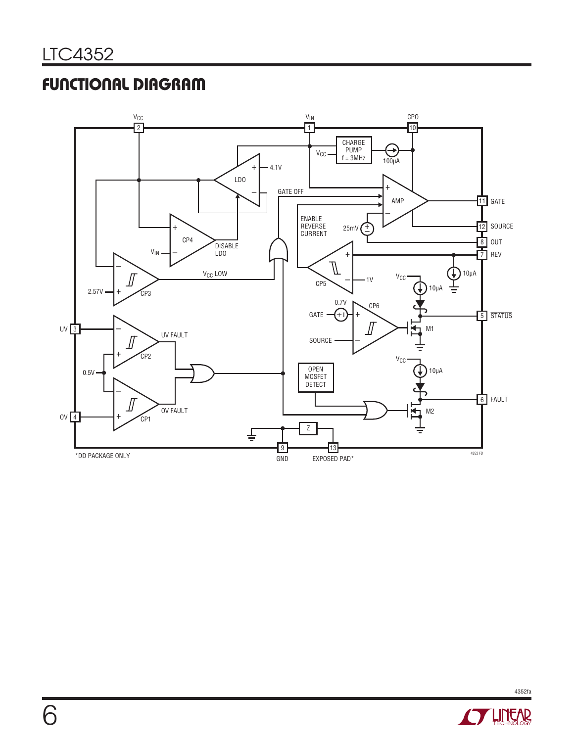## FUNCTIONAL DIAGRAM

*DD PACKAGE ONLY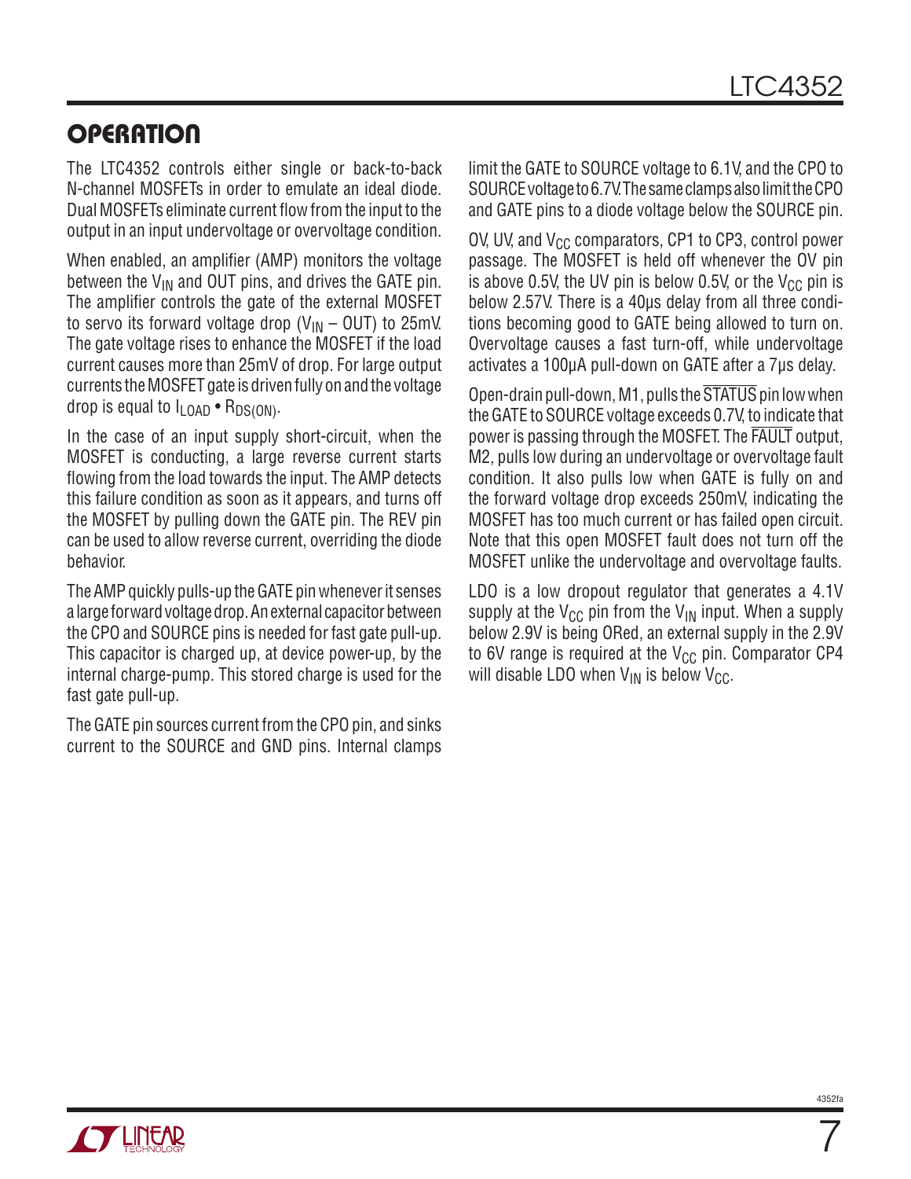## OPERATION

The LTC4352 controls either single or back-to-back N-channel MOSFETs in order to emulate an ideal diode. Dual MOSFETs eliminate current flow from the input to the output in an input undervoltage or overvoltage condition.

When enabled, an amplifier (AMP) monitors the voltage between the $V_{IN}$ and OUT pins, and drives the GATE pin. The amplifier controls the gate of the external MOSFET to servo its forward voltage drop ($V_{IN}$ – OUT) to 25mV. The gate voltage rises to enhance the MOSFET if the load current causes more than 25mV of drop. For large output currents the MOSFET gate is driven fully on and the voltage drop is equal to $I_{LOAD} \bullet R_{DS(ON)}$.

In the case of an input supply short-circuit, when the MOSFET is conducting, a large reverse current starts flowing from the load towards the input. The AMP detects this failure condition as soon as it appears, and turns off the MOSFET by pulling down the GATE pin. The REV pin can be used to allow reverse current, overriding the diode behavior.

The AMP quickly pulls-up the GATE pin whenever it senses a large forward voltage drop. An external capacitor between the CPO and SOURCE pins is needed for fast gate pull-up. This capacitor is charged up, at device power-up, by the internal charge-pump. This stored charge is used for the fast gate pull-up.

The GATE pin sources current from the CPO pin, and sinks current to the SOURCE and GND pins. Internal clamps limit the GATE to SOURCE voltage to 6.1V, and the CPO to SOURCE voltage to 6.7V. The same clamps also limit the CPO and GATE pins to a diode voltage below the SOURCE pin.

OV, UV, and $V_{CC}$ comparators, CP1 to CP3, control power passage. The MOSFET is held off whenever the OV pin is above 0.5V, the UV pin is below 0.5V, or the $V_{CC}$ pin is below 2.57V. There is a 40μs delay from all three conditions becoming good to GATE being allowed to turn on. Overvoltage causes a fast turn-off, while undervoltage activates a 100μA pull-down on GATE after a 7μs delay.

Open-drain pull-down, M1, pulls the $\overline{\text{STATUS}}$ pin low when the GATE to SOURCE voltage exceeds 0.7V, to indicate that power is passing through the MOSFET. The $\overline{\text{FAULT}}$ output, M2, pulls low during an undervoltage or overvoltage fault condition. It also pulls low when GATE is fully on and the forward voltage drop exceeds 250mV, indicating the MOSFET has too much current or has failed open circuit. Note that this open MOSFET fault does not turn off the MOSFET unlike the undervoltage and overvoltage faults.

LDO is a low dropout regulator that generates a 4.1V supply at the $V_{CC}$ pin from the $V_{IN}$ input. When a supply below 2.9V is being ORed, an external supply in the 2.9V to 6V range is required at the $V_{CC}$ pin. Comparator CP4 will disable LDO when $V_{IN}$ is below $V_{CC}$.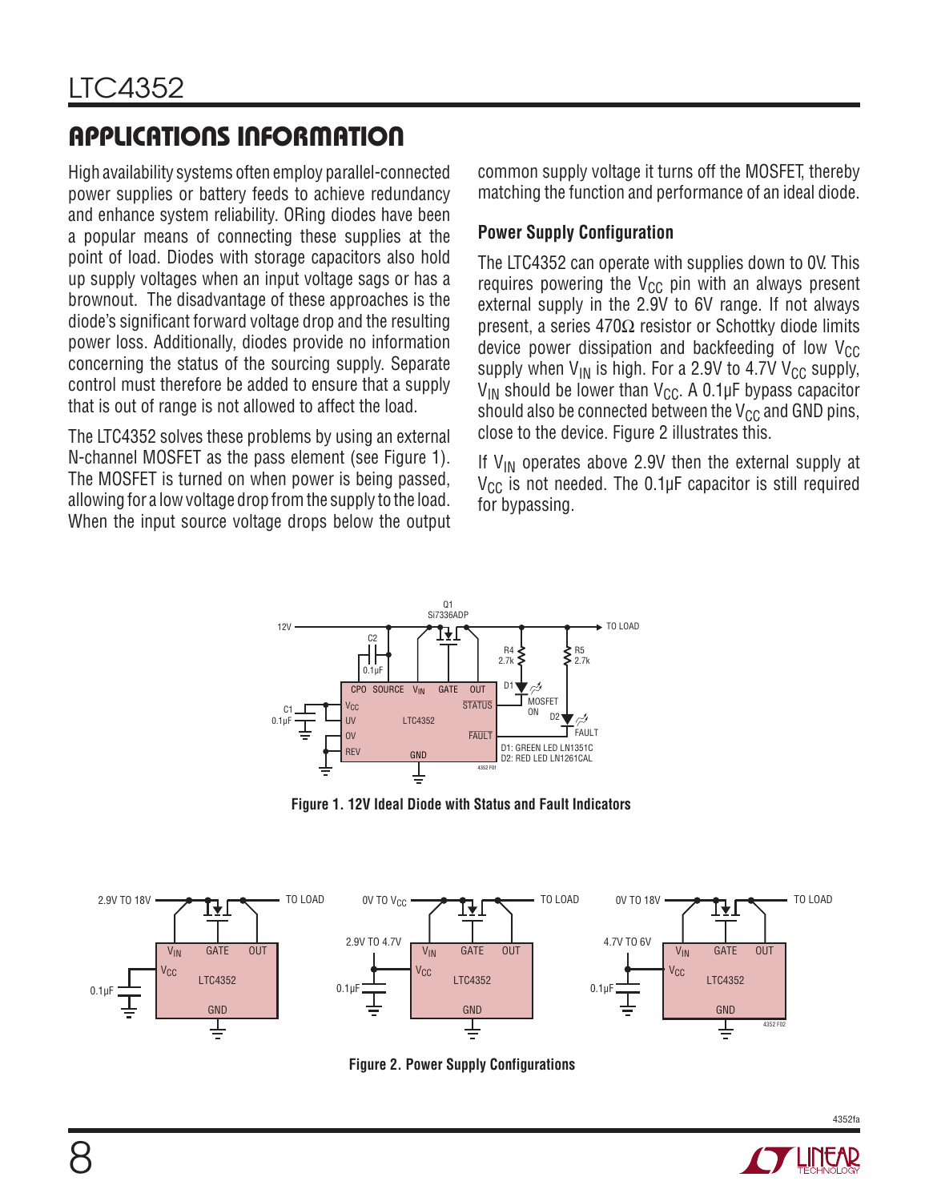## APPLICATIONS INFORMATION

High availability systems often employ parallel-connected power supplies or battery feeds to achieve redundancy and enhance system reliability. ORing diodes have been a popular means of connecting these supplies at the point of load. Diodes with storage capacitors also hold up supply voltages when an input voltage sags or has a brownout. The disadvantage of these approaches is the diode's significant forward voltage drop and the resulting power loss. Additionally, diodes provide no information concerning the status of the sourcing supply. Separate control must therefore be added to ensure that a supply that is out of range is not allowed to affect the load.

The LTC4352 solves these problems by using an external N-channel MOSFET as the pass element (see Figure 1). The MOSFET is turned on when power is being passed, allowing for a low voltage drop from the supply to the load. When the input source voltage drops below the output common supply voltage it turns off the MOSFET, thereby matching the function and performance of an ideal diode.

### Power Supply Configuration

The LTC4352 can operate with supplies down to 0V. This requires powering the $V_{CC}$ pin with an always present external supply in the 2.9V to 6V range. If not always present, a series 470Ω resistor or Schottky diode limits device power dissipation and backfeeding of low $V_{CC}$ supply when $V_{IN}$ is high. For a 2.9V to 4.7V $V_{CC}$ supply, $V_{IN}$ should be lower than $V_{CC}$. A 0.1µF bypass capacitor should also be connected between the $V_{CC}$ and GND pins, close to the device. Figure 2 illustrates this.

If $V_{IN}$ operates above 2.9V then the external supply at $V_{CC}$ is not needed. The 0.1µF capacitor is still required for bypassing.

**Figure 1. 12V Ideal Diode with Status and Fault Indicators**

**Figure 2. Power Supply Configurations**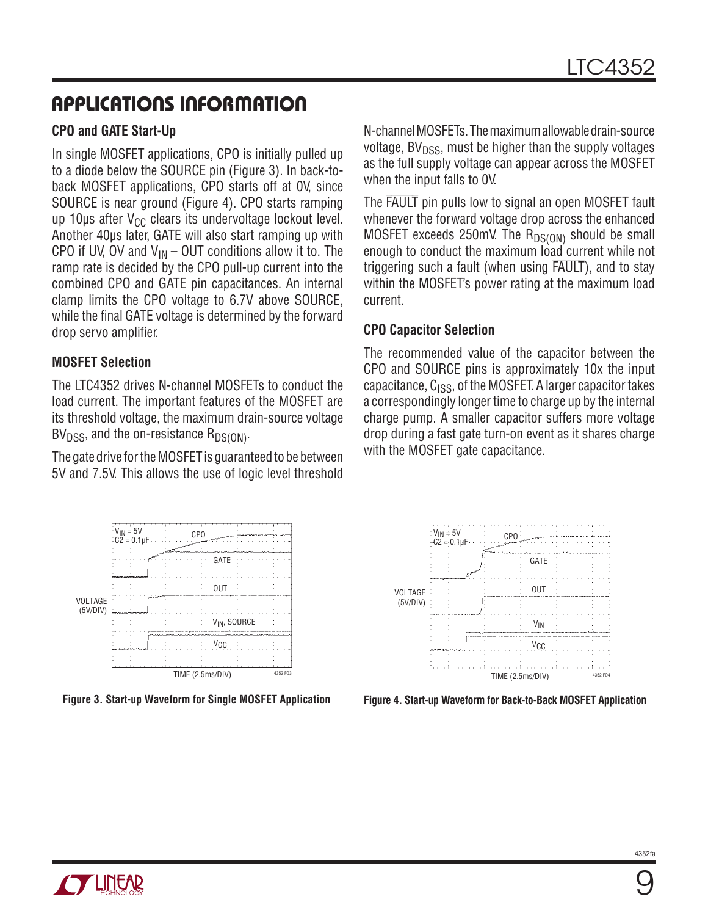## APPLICATIONS INFORMATION

### CPO and GATE Start-Up

In single MOSFET applications, CPO is initially pulled up to a diode below the SOURCE pin (Figure 3). In back-to-back MOSFET applications, CPO starts off at 0V, since SOURCE is near ground (Figure 4). CPO starts ramping up 10µs after $V_{CC}$ clears its undervoltage lockout level. Another 40µs later, GATE will also start ramping up with CPO if UV, OV and $V_{IN}$ – OUT conditions allow it to. The ramp rate is decided by the CPO pull-up current into the combined CPO and GATE pin capacitances. An internal clamp limits the CPO voltage to 6.7V above SOURCE, while the final GATE voltage is determined by the forward drop servo amplifier.

### MOSFET Selection

The LTC4352 drives N-channel MOSFETs to conduct the load current. The important features of the MOSFET are its threshold voltage, the maximum drain-source voltage $BV_{DSS}$, and the on-resistance $R_{DS(ON)}$.

The gate drive for the MOSFET is guaranteed to be between 5V and 7.5V. This allows the use of logic level threshold N-channel MOSFETs. The maximum allowable drain-source voltage, $BV_{DSS}$, must be higher than the supply voltages as the full supply voltage can appear across the MOSFET when the input falls to 0V.

The $\overline{\text{FAULT}}$ pin pulls low to signal an open MOSFET fault whenever the forward voltage drop across the enhanced MOSFET exceeds 250mV. The $R_{DS(ON)}$ should be small enough to conduct the maximum load current while not triggering such a fault (when using $\overline{\text{FAULT}}$), and to stay within the MOSFET's power rating at the maximum load current.

### CPO Capacitor Selection

The recommended value of the capacitor between the CPO and SOURCE pins is approximately 10x the input capacitance, $C_{ISS}$, of the MOSFET. A larger capacitor takes a correspondingly longer time to charge up by the internal charge pump. A smaller capacitor suffers more voltage drop during a fast gate turn-on event as it shares charge with the MOSFET gate capacitance.

**Figure 3. Start-up Waveform for Single MOSFET Application**

**Figure 4. Start-up Waveform for Back-to-Back MOSFET Application**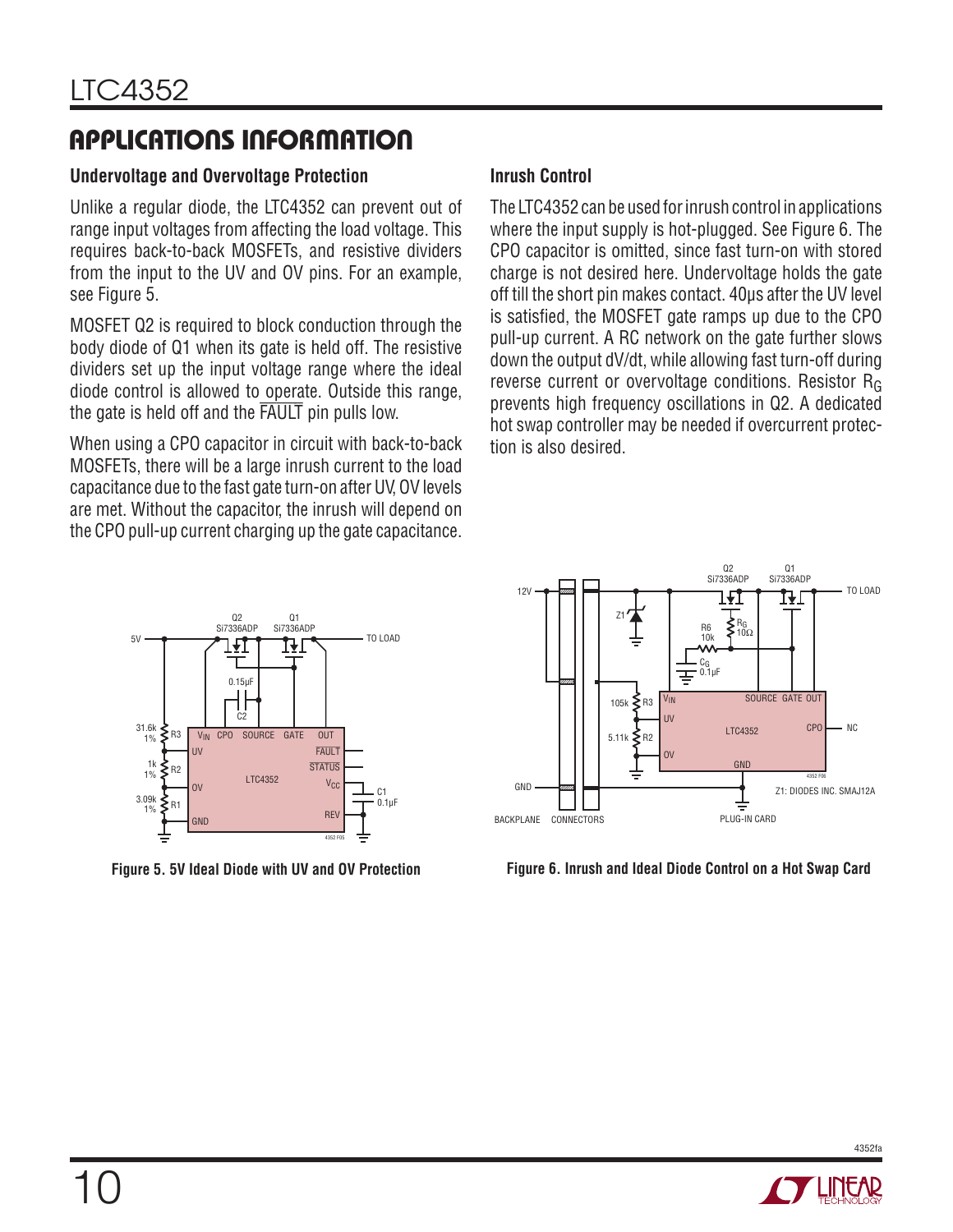## APPLICATIONS INFORMATION

### Undervoltage and Overvoltage Protection

Unlike a regular diode, the LTC4352 can prevent out of range input voltages from affecting the load voltage. This requires back-to-back MOSFETs, and resistive dividers from the input to the UV and OV pins. For an example, see Figure 5.

MOSFET Q2 is required to block conduction through the body diode of Q1 when its gate is held off. The resistive dividers set up the input voltage range where the ideal diode control is allowed to operate. Outside this range, the gate is held off and the FAULT pin pulls low.

When using a CPO capacitor in circuit with back-to-back MOSFETs, there will be a large inrush current to the load capacitance due to the fast gate turn-on after UV, OV levels are met. Without the capacitor, the inrush will depend on the CPO pull-up current charging up the gate capacitance.

### Inrush Control

The LTC4352 can be used for inrush control in applications where the input supply is hot-plugged. See Figure 6. The CPO capacitor is omitted, since fast turn-on with stored charge is not desired here. Undervoltage holds the gate off till the short pin makes contact. 40µs after the UV level is satisfied, the MOSFET gate ramps up due to the CPO pull-up current. A RC network on the gate further slows down the output dV/dt, while allowing fast turn-off during reverse current or overvoltage conditions. Resistor $R_G$ prevents high frequency oscillations in Q2. A dedicated hot swap controller may be needed if overcurrent protection is also desired.

Figure 5. 5V Ideal Diode with UV and OV Protection

Figure 6. Inrush and Ideal Diode Control on a Hot Swap Card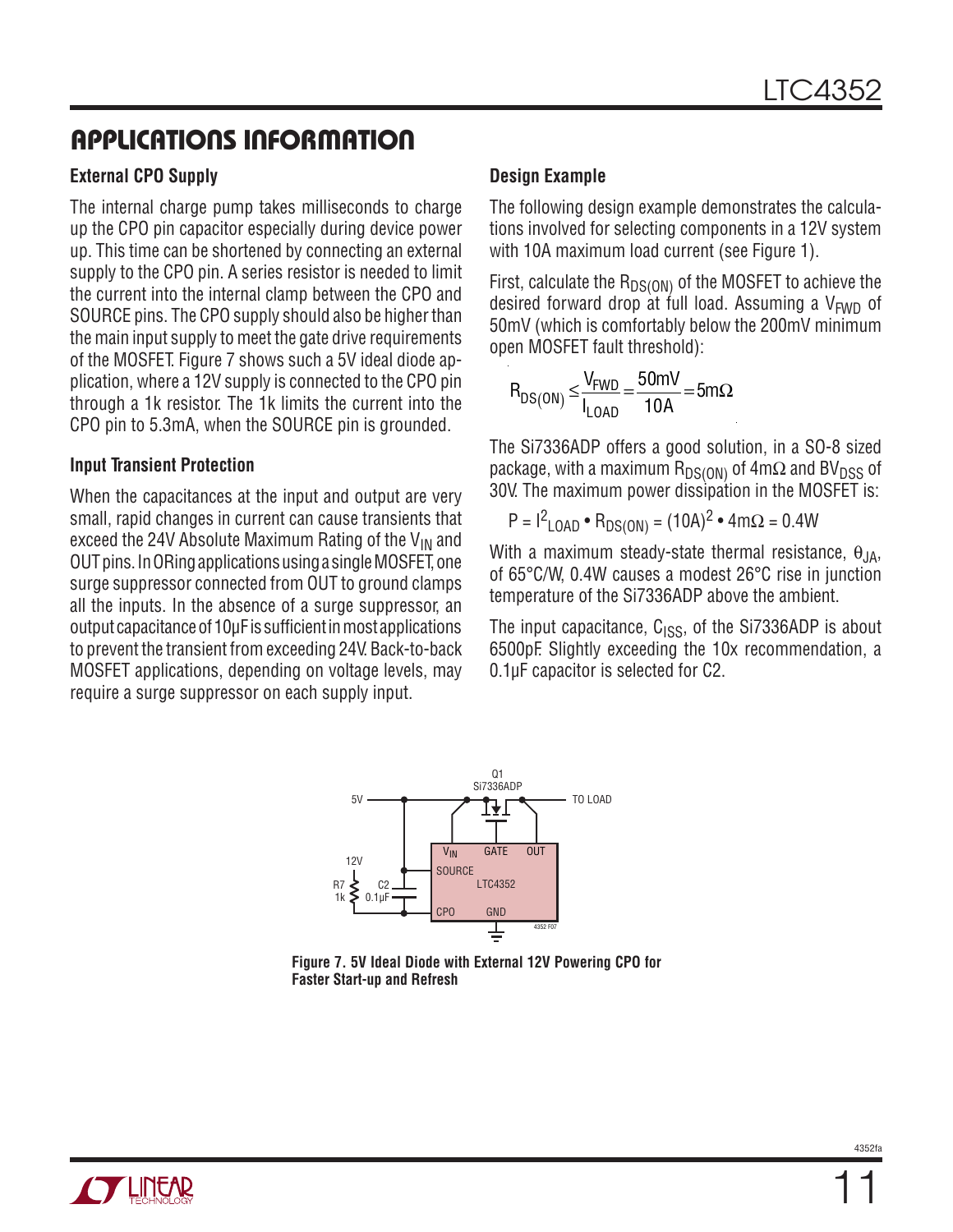## APPLICATIONS INFORMATION

### External CPO Supply

The internal charge pump takes milliseconds to charge up the CPO pin capacitor especially during device power up. This time can be shortened by connecting an external supply to the CPO pin. A series resistor is needed to limit the current into the internal clamp between the CPO and SOURCE pins. The CPO supply should also be higher than the main input supply to meet the gate drive requirements of the MOSFET. Figure 7 shows such a 5V ideal diode application, where a 12V supply is connected to the CPO pin through a 1k resistor. The 1k limits the current into the CPO pin to 5.3mA, when the SOURCE pin is grounded.

### Input Transient Protection

When the capacitances at the input and output are very small, rapid changes in current can cause transients that exceed the 24V Absolute Maximum Rating of the $V_{IN}$ and OUT pins. In ORing applications using a single MOSFET, one surge suppressor connected from OUT to ground clamps all the inputs. In the absence of a surge suppressor, an output capacitance of 10µF is sufficient in most applications to prevent the transient from exceeding 24V. Back-to-back MOSFET applications, depending on voltage levels, may require a surge suppressor on each supply input.

### Design Example

The following design example demonstrates the calculations involved for selecting components in a 12V system with 10A maximum load current (see Figure 1).

First, calculate the $R_{DS(ON)}$ of the MOSFET to achieve the desired forward drop at full load. Assuming a $V_{FWD}$ of 50mV (which is comfortably below the 200mV minimum open MOSFET fault threshold):

$$R_{DS(ON)} \leq \frac{V_{FWD}}{I_{LOAD}} = \frac{50mV}{10A} = 5m\Omega$$

The Si7336ADP offers a good solution, in a SO-8 sized package, with a maximum $R_{DS(ON)}$ of 4mΩ and $BV_{DSS}$ of 30V. The maximum power dissipation in the MOSFET is:

$$P = I^2_{LOAD} \bullet R_{DS(ON)} = (10A)^2 \bullet 4m\Omega = 0.4W$$

With a maximum steady-state thermal resistance, $\theta_{JA}$, of 65°C/W, 0.4W causes a modest 26°C rise in junction temperature of the Si7336ADP above the ambient.

The input capacitance, $C_{ISS}$, of the Si7336ADP is about 6500pF. Slightly exceeding the 10x recommendation, a 0.1µF capacitor is selected for C2.

**Figure 7. 5V Ideal Diode with External 12V Powering CPO for Faster Start-up and Refresh**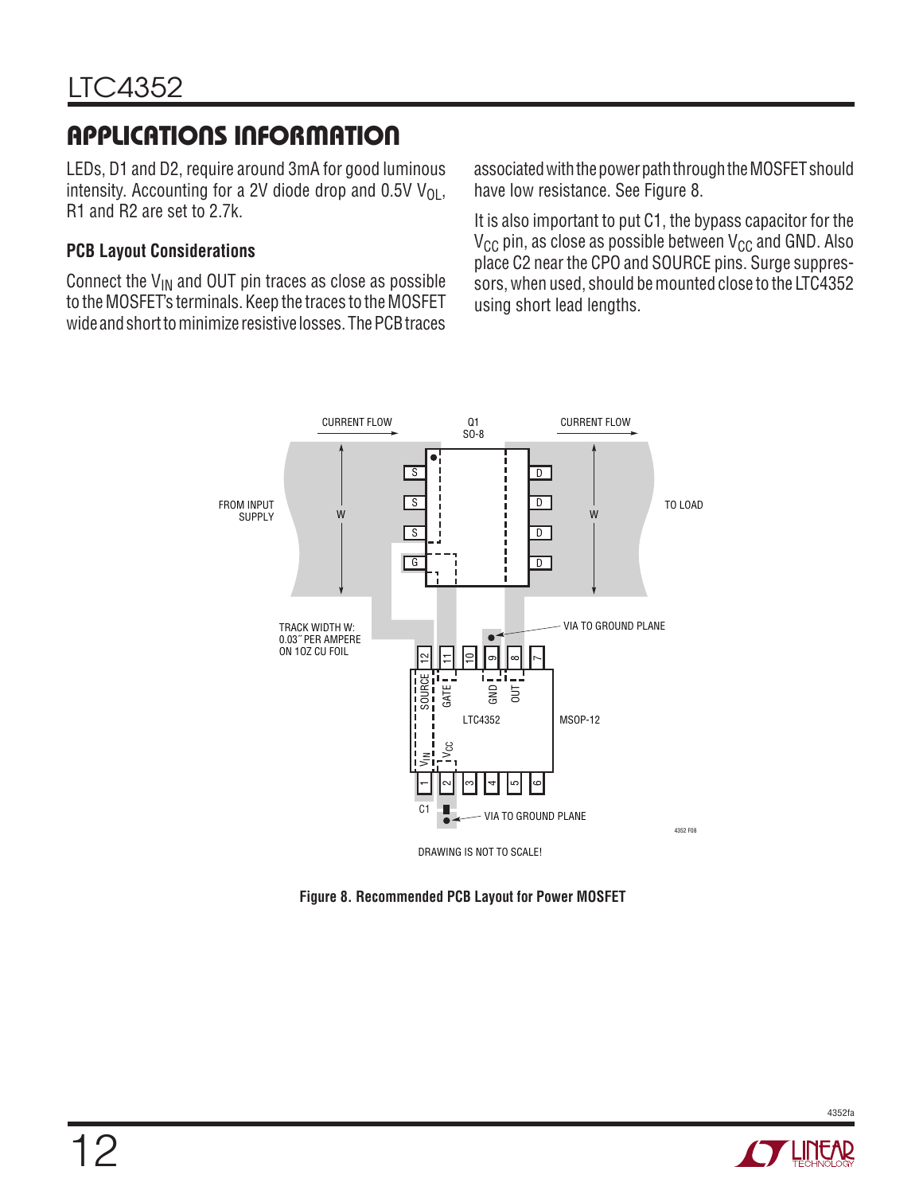## APPLICATIONS INFORMATION

LEDs, D1 and D2, require around 3mA for good luminous intensity. Accounting for a 2V diode drop and 0.5V $V_{OL}$, R1 and R2 are set to 2.7k.

### PCB Layout Considerations

Connect the $V_{IN}$ and OUT pin traces as close as possible to the MOSFET's terminals. Keep the traces to the MOSFET wide and short to minimize resistive losses. The PCB traces associated with the power path through the MOSFET should have low resistance. See Figure 8.

It is also important to put C1, the bypass capacitor for the $V_{CC}$ pin, as close as possible between $V_{CC}$ and GND. Also place C2 near the CPO and SOURCE pins. Surge suppressors, when used, should be mounted close to the LTC4352 using short lead lengths.

DRAWING IS NOT TO SCALE!

**Figure 8. Recommended PCB Layout for Power MOSFET**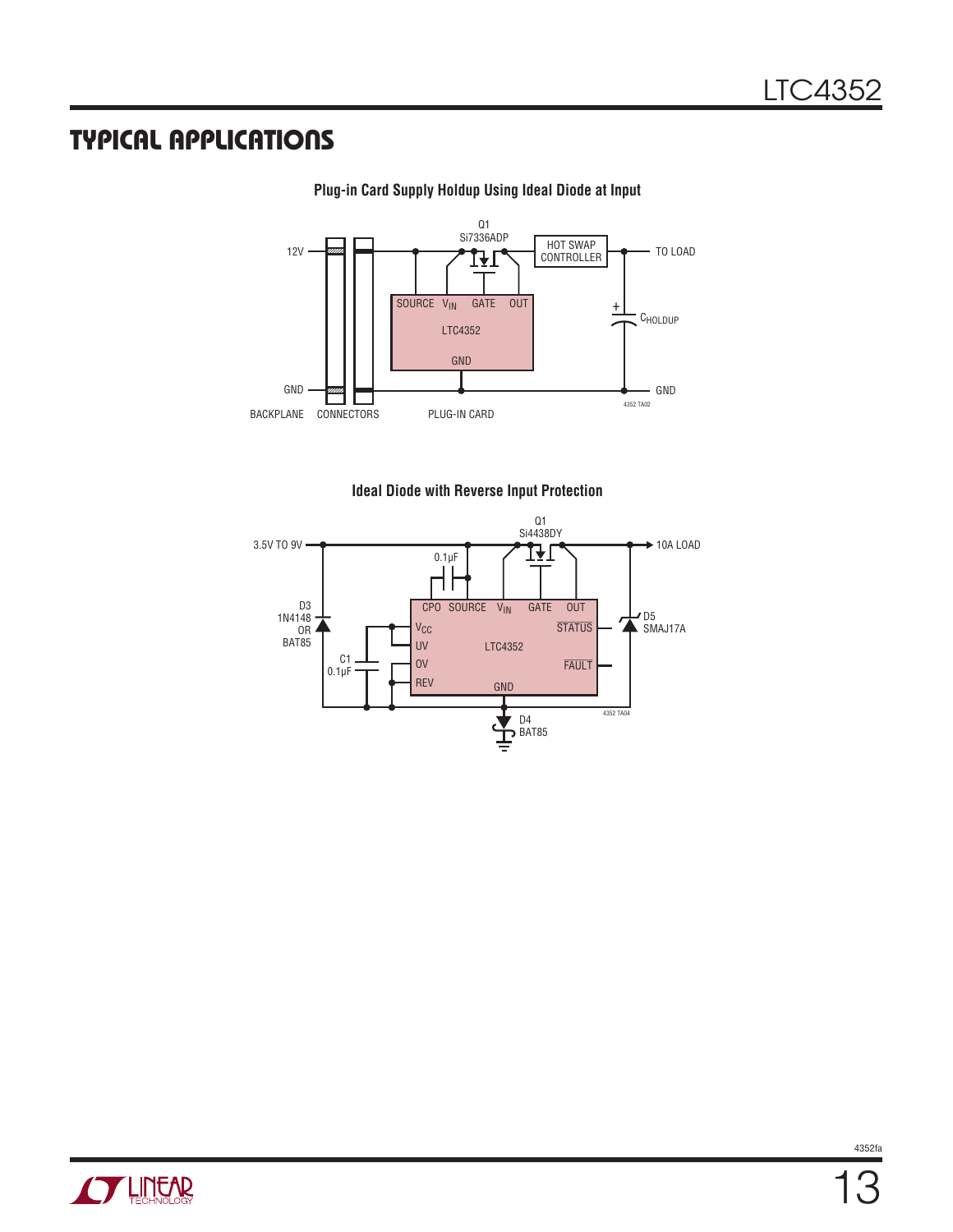## TYPICAL APPLICATIONS

**Plug-in Card Supply Holdup Using Ideal Diode at Input**

12V

GND

BACKPLANE CONNECTORS PLUG-IN CARD

Q1 Si7336ADP

SOURCE $V_{IN}$ GATE OUT

LTC4352

GND

HOT SWAP CONTROLLER

TO LOAD

$C_{HOLDUP}$

GND

4352 TA02

**Ideal Diode with Reverse Input Protection**

3.5V TO 9V

Q1 Si4438DY

10A LOAD

0.1µF

CPO SOURCE $V_{IN}$ GATE OUT

$V_{CC}$

UV

OV

REV

LTC4352

STATUS

FAULT

GND

D3 1N4148 OR BAT85

C1 0.1µF

D5 SMAJ17A

D4 BAT85

4352 TA04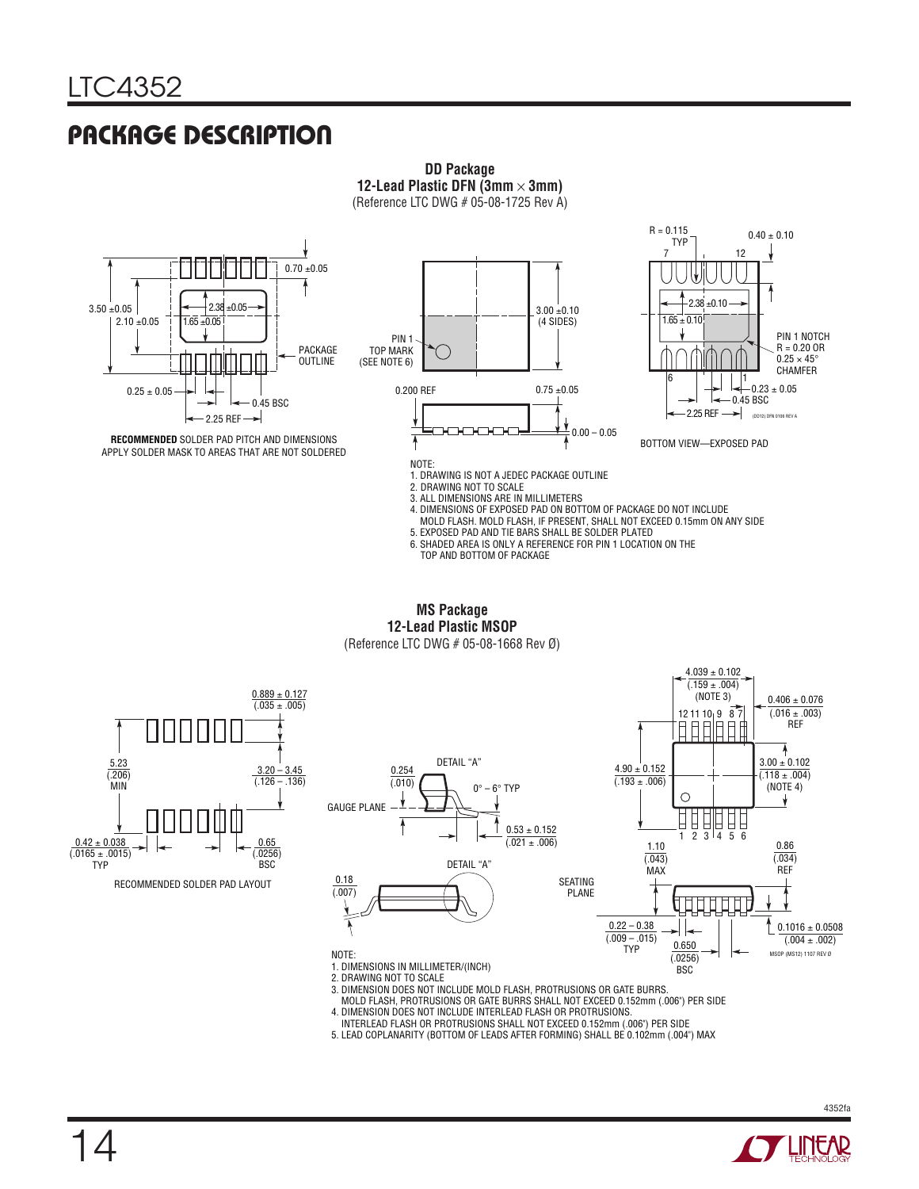# PACKAGE DESCRIPTION

**DD Package**
**12-Lead Plastic DFN (3mm × 3mm)**
(Reference LTC DWG # 05-08-1725 Rev A)

3.50 ±0.05
2.10 ±0.05
2.38 ±0.05
1.65 ±0.05
0.70 ±0.05
PACKAGE OUTLINE
0.25 ± 0.05
0.45 BSC
2.25 REF

**RECOMMENDED** SOLDER PAD PITCH AND DIMENSIONS
APPLY SOLDER MASK TO AREAS THAT ARE NOT SOLDERED

PIN 1 TOP MARK (SEE NOTE 6)
3.00 ±0.10 (4 SIDES)
0.200 REF
0.75 ±0.05
0.00 – 0.05

R = 0.115 TYP
0.40 ± 0.10
2.38 ±0.10
1.65 ± 0.10
PIN 1 NOTCH R = 0.20 OR 0.25 × 45° CHAMFER
0.23 ± 0.05
0.45 BSC
2.25 REF
(DD12) DFN 0106 REV A

BOTTOM VIEW—EXPOSED PAD

NOTE:
1. DRAWING IS NOT A JEDEC PACKAGE OUTLINE
2. DRAWING NOT TO SCALE
3. ALL DIMENSIONS ARE IN MILLIMETERS
4. DIMENSIONS OF EXPOSED PAD ON BOTTOM OF PACKAGE DO NOT INCLUDE MOLD FLASH. MOLD FLASH, IF PRESENT, SHALL NOT EXCEED 0.15mm ON ANY SIDE
5. EXPOSED PAD AND TIE BARS SHALL BE SOLDER PLATED
6. SHADED AREA IS ONLY A REFERENCE FOR PIN 1 LOCATION ON THE TOP AND BOTTOM OF PACKAGE

**MS Package**
**12-Lead Plastic MSOP**
(Reference LTC DWG # 05-08-1668 Rev Ø)

0.889 ± 0.127 (.035 ± .005)
5.23 (.206) MIN
3.20 – 3.45 (.126 – .136)
0.42 ± 0.038 (.0165 ± .0015) TYP
0.65 (.0256) BSC

RECOMMENDED SOLDER PAD LAYOUT

DETAIL "A"
0.254 (.010)
0° – 6° TYP
GAUGE PLANE
0.53 ± 0.152 (.021 ± .006)
DETAIL "A"
0.18 (.007)
SEATING PLANE

4.039 ± 0.102 (.159 ± .004) (NOTE 3)
0.406 ± 0.076 (.016 ± .003) REF
4.90 ± 0.152 (.193 ± .006)
3.00 ± 0.102 (.118 ± .004) (NOTE 4)
1.10 (.043) MAX
0.86 (.034) REF
0.22 – 0.38 (.009 – .015) TYP
0.650 (.0256) BSC
0.1016 ± 0.0508 (.004 ± .002)
MSOP (MS12) 1107 REV Ø

NOTE:
1. DIMENSIONS IN MILLIMETER/(INCH)
2. DRAWING NOT TO SCALE
3. DIMENSION DOES NOT INCLUDE MOLD FLASH, PROTRUSIONS OR GATE BURRS. MOLD FLASH, PROTRUSIONS OR GATE BURRS SHALL NOT EXCEED 0.152mm (.006") PER SIDE
4. DIMENSION DOES NOT INCLUDE INTERLEAD FLASH OR PROTRUSIONS. INTERLEAD FLASH OR PROTRUSIONS SHALL NOT EXCEED 0.152mm (.006") PER SIDE
5. LEAD COPLANARITY (BOTTOM OF LEADS AFTER FORMING) SHALL BE 0.102mm (.004") MAX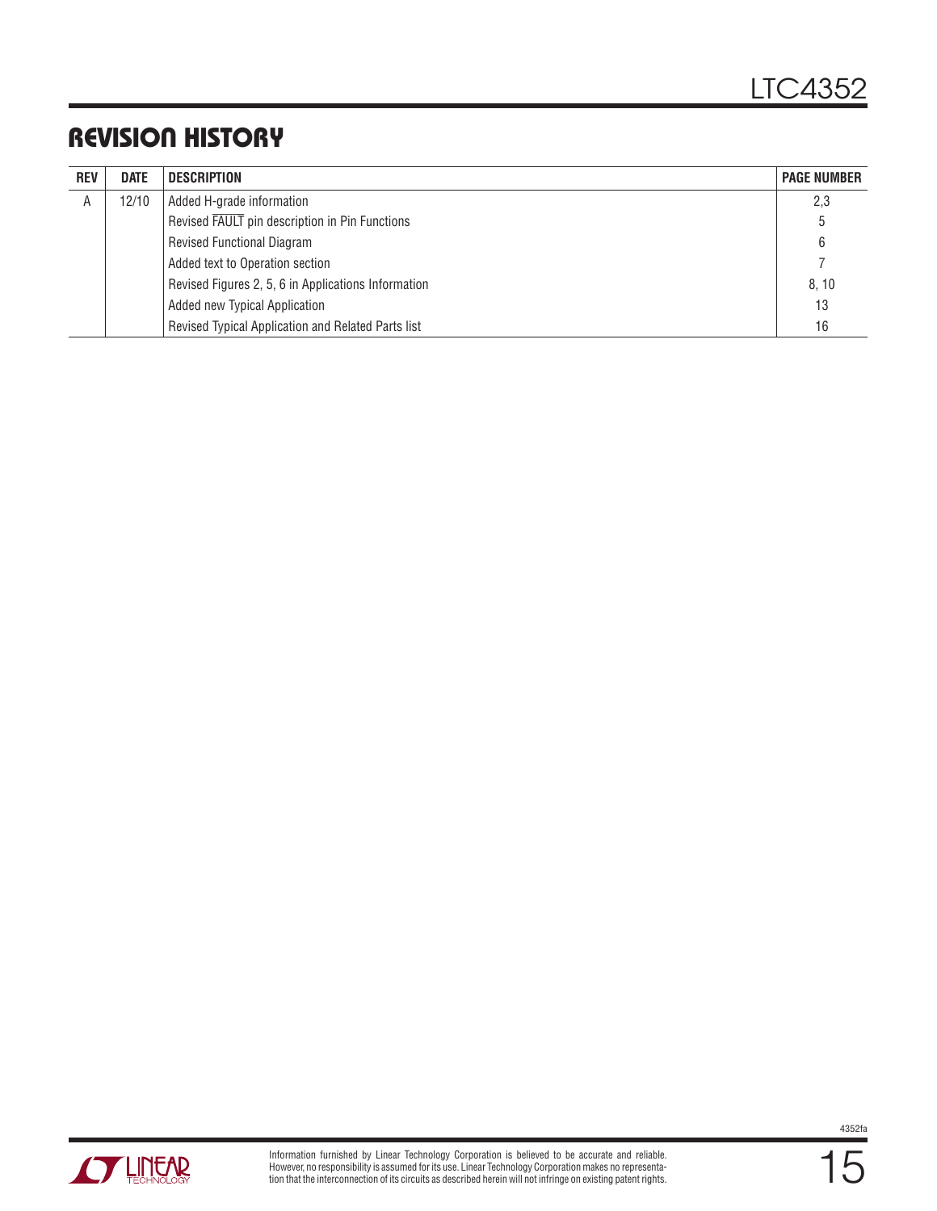## REVISION HISTORY

| REV | DATE | DESCRIPTION | PAGE NUMBER |
|---|---|---|---|
| A | 12/10 | Added H-grade information | 2,3 |
| | | Revised $\overline{\text{FAULT}}$ pin description in Pin Functions | 5 |
| | | Revised Functional Diagram | 6 |
| | | Added text to Operation section | 7 |
| | | Revised Figures 2, 5, 6 in Applications Information | 8, 10 |
| | | Added new Typical Application | 13 |
| | | Revised Typical Application and Related Parts list | 16 |

Information furnished by Linear Technology Corporation is believed to be accurate and reliable. However, no responsibility is assumed for its use. Linear Technology Corporation makes no representation that the interconnection of its circuits as described herein will not infringe on existing patent rights.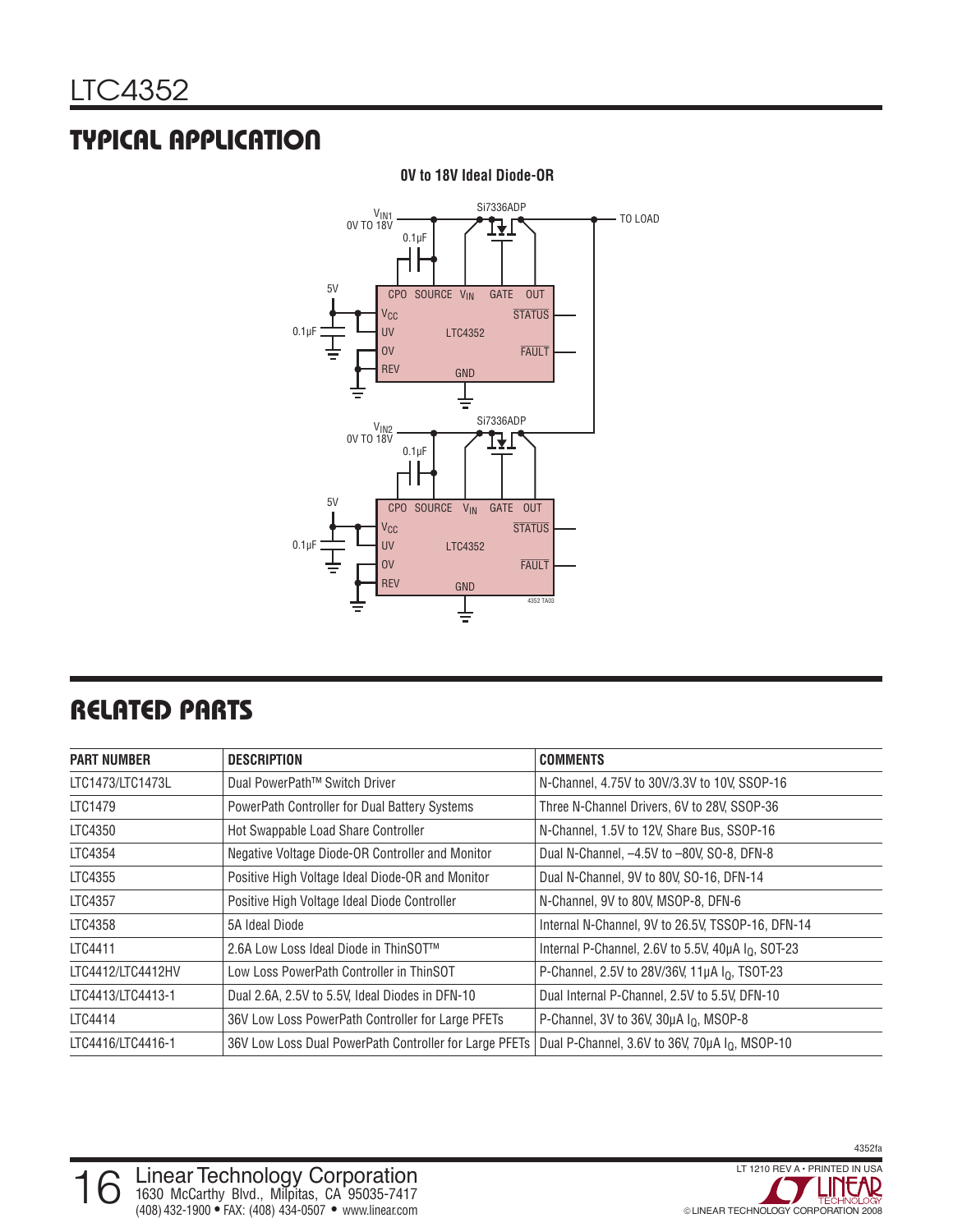## TYPICAL APPLICATION

**0V to 18V Ideal Diode-OR**

$V_{IN1}$
0V TO 18V
Si7336ADP
TO LOAD
0.1µF
5V
CPO SOURCE $V_{IN}$ GATE OUT
$V_{CC}$
$\overline{STATUS}$
UV
LTC4352
0.1µF
OV
$\overline{FAULT}$
REV
GND

$V_{IN2}$
0V TO 18V
Si7336ADP
0.1µF
5V
CPO SOURCE $V_{IN}$ GATE OUT
$V_{CC}$
$\overline{STATUS}$
UV
LTC4352
0.1µF
OV
$\overline{FAULT}$
REV
GND
4352 TA03

## RELATED PARTS

| PART NUMBER | DESCRIPTION | COMMENTS |
|---|---|---|
| LTC1473/LTC1473L | Dual PowerPath™ Switch Driver | N-Channel, 4.75V to 30V/3.3V to 10V, SSOP-16 |
| LTC1479 | PowerPath Controller for Dual Battery Systems | Three N-Channel Drivers, 6V to 28V, SSOP-36 |
| LTC4350 | Hot Swappable Load Share Controller | N-Channel, 1.5V to 12V, Share Bus, SSOP-16 |
| LTC4354 | Negative Voltage Diode-OR Controller and Monitor | Dual N-Channel, –4.5V to –80V, SO-8, DFN-8 |
| LTC4355 | Positive High Voltage Ideal Diode-OR and Monitor | Dual N-Channel, 9V to 80V, SO-16, DFN-14 |
| LTC4357 | Positive High Voltage Ideal Diode Controller | N-Channel, 9V to 80V, MSOP-8, DFN-6 |
| LTC4358 | 5A Ideal Diode | Internal N-Channel, 9V to 26.5V, TSSOP-16, DFN-14 |
| LTC4411 | 2.6A Low Loss Ideal Diode in ThinSOT™ | Internal P-Channel, 2.6V to 5.5V, 40µA $I_Q$, SOT-23 |
| LTC4412/LTC4412HV | Low Loss PowerPath Controller in ThinSOT | P-Channel, 2.5V to 28V/36V, 11µA $I_Q$, TSOT-23 |
| LTC4413/LTC4413-1 | Dual 2.6A, 2.5V to 5.5V, Ideal Diodes in DFN-10 | Dual Internal P-Channel, 2.5V to 5.5V, DFN-10 |
| LTC4414 | 36V Low Loss PowerPath Controller for Large PFETs | P-Channel, 3V to 36V, 30µA $I_Q$, MSOP-8 |
| LTC4416/LTC4416-1 | 36V Low Loss Dual PowerPath Controller for Large PFETs | Dual P-Channel, 3.6V to 36V, 70µA $I_Q$, MSOP-10 |

4352fa

Linear Technology Corporation
1630 McCarthy Blvd., Milpitas, CA 95035-7417
(408) 432-1900 • FAX: (408) 434-0507 • www.linear.com

LT 1210 REV A • PRINTED IN USA
© LINEAR TECHNOLOGY CORPORATION 2008